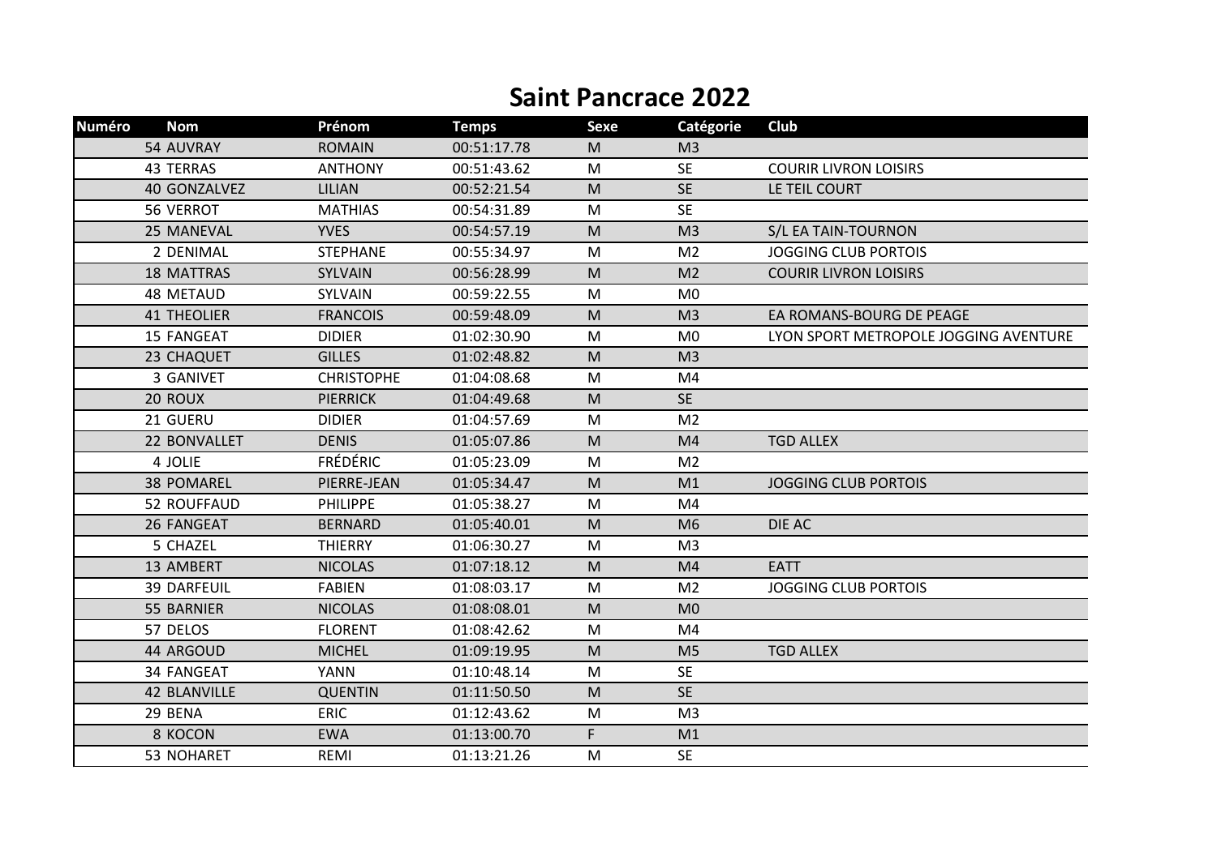# Saint Pancrace 2022

| Numéro | Nom | Prénom | Temps | Sexe | Catégorie | Club |
|---|---|---|---|---|---|---|
| 54 | AUVRAY | ROMAIN | 00:51:17.78 | M | M3 | |
| 43 | TERRAS | ANTHONY | 00:51:43.62 | M | SE | COURIR LIVRON LOISIRS |
| 40 | GONZALVEZ | LILIAN | 00:52:21.54 | M | SE | LE TEIL COURT |
| 56 | VERROT | MATHIAS | 00:54:31.89 | M | SE | |
| 25 | MANEVAL | YVES | 00:54:57.19 | M | M3 | S/L EA TAIN-TOURNON |
| 2 | DENIMAL | STEPHANE | 00:55:34.97 | M | M2 | JOGGING CLUB PORTOIS |
| 18 | MATTRAS | SYLVAIN | 00:56:28.99 | M | M2 | COURIR LIVRON LOISIRS |
| 48 | METAUD | SYLVAIN | 00:59:22.55 | M | M0 | |
| 41 | THEOLIER | FRANCOIS | 00:59:48.09 | M | M3 | EA ROMANS-BOURG DE PEAGE |
| 15 | FANGEAT | DIDIER | 01:02:30.90 | M | M0 | LYON SPORT METROPOLE JOGGING AVENTURE |
| 23 | CHAQUET | GILLES | 01:02:48.82 | M | M3 | |
| 3 | GANIVET | CHRISTOPHE | 01:04:08.68 | M | M4 | |
| 20 | ROUX | PIERRICK | 01:04:49.68 | M | SE | |
| 21 | GUERU | DIDIER | 01:04:57.69 | M | M2 | |
| 22 | BONVALLET | DENIS | 01:05:07.86 | M | M4 | TGD ALLEX |
| 4 | JOLIE | FRÉDÉRIC | 01:05:23.09 | M | M2 | |
| 38 | POMAREL | PIERRE-JEAN | 01:05:34.47 | M | M1 | JOGGING CLUB PORTOIS |
| 52 | ROUFFAUD | PHILIPPE | 01:05:38.27 | M | M4 | |
| 26 | FANGEAT | BERNARD | 01:05:40.01 | M | M6 | DIE AC |
| 5 | CHAZEL | THIERRY | 01:06:30.27 | M | M3 | |
| 13 | AMBERT | NICOLAS | 01:07:18.12 | M | M4 | EATT |
| 39 | DARFEUIL | FABIEN | 01:08:03.17 | M | M2 | JOGGING CLUB PORTOIS |
| 55 | BARNIER | NICOLAS | 01:08:08.01 | M | M0 | |
| 57 | DELOS | FLORENT | 01:08:42.62 | M | M4 | |
| 44 | ARGOUD | MICHEL | 01:09:19.95 | M | M5 | TGD ALLEX |
| 34 | FANGEAT | YANN | 01:10:48.14 | M | SE | |
| 42 | BLANVILLE | QUENTIN | 01:11:50.50 | M | SE | |
| 29 | BENA | ERIC | 01:12:43.62 | M | M3 | |
| 8 | KOCON | EWA | 01:13:00.70 | F | M1 | |
| 53 | NOHARET | REMI | 01:13:21.26 | M | SE | |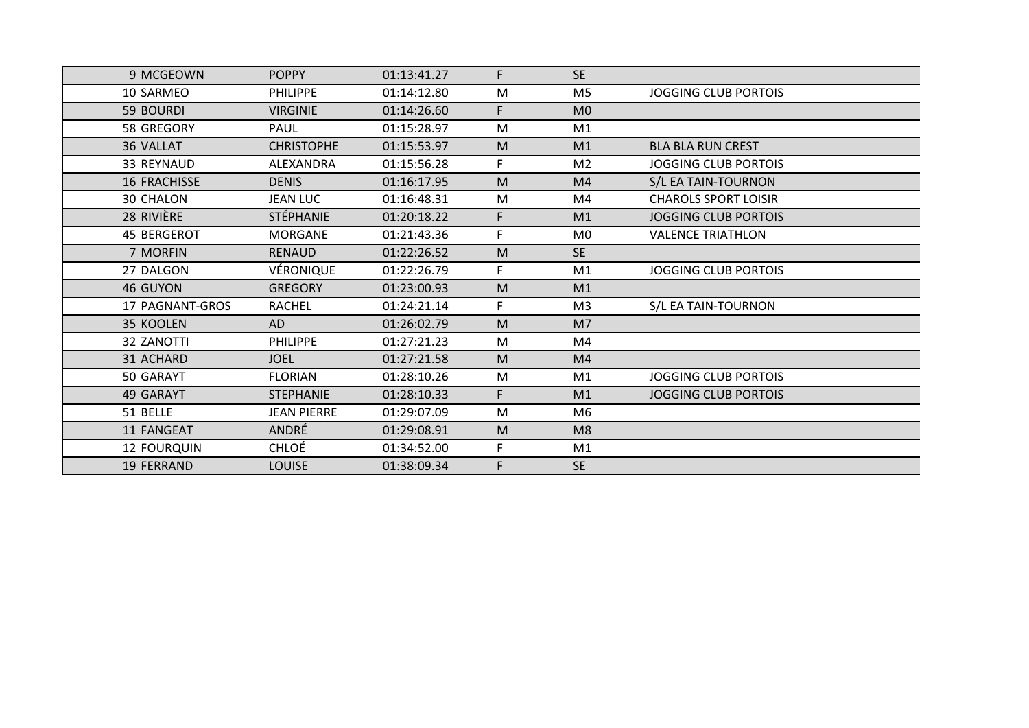| | | | | | |
|---|---|---|---|---|---|
| 9 MCGEOWN | POPPY | 01:13:41.27 | F | SE | |
| 10 SARMEO | PHILIPPE | 01:14:12.80 | M | M5 | JOGGING CLUB PORTOIS |
| 59 BOURDI | VIRGINIE | 01:14:26.60 | F | M0 | |
| 58 GREGORY | PAUL | 01:15:28.97 | M | M1 | |
| 36 VALLAT | CHRISTOPHE | 01:15:53.97 | M | M1 | BLA BLA RUN CREST |
| 33 REYNAUD | ALEXANDRA | 01:15:56.28 | F | M2 | JOGGING CLUB PORTOIS |
| 16 FRACHISSE | DENIS | 01:16:17.95 | M | M4 | S/L EA TAIN-TOURNON |
| 30 CHALON | JEAN LUC | 01:16:48.31 | M | M4 | CHAROLS SPORT LOISIR |
| 28 RIVIÈRE | STÉPHANIE | 01:20:18.22 | F | M1 | JOGGING CLUB PORTOIS |
| 45 BERGEROT | MORGANE | 01:21:43.36 | F | M0 | VALENCE TRIATHLON |
| 7 MORFIN | RENAUD | 01:22:26.52 | M | SE | |
| 27 DALGON | VÉRONIQUE | 01:22:26.79 | F | M1 | JOGGING CLUB PORTOIS |
| 46 GUYON | GREGORY | 01:23:00.93 | M | M1 | |
| 17 PAGNANT-GROS | RACHEL | 01:24:21.14 | F | M3 | S/L EA TAIN-TOURNON |
| 35 KOOLEN | AD | 01:26:02.79 | M | M7 | |
| 32 ZANOTTI | PHILIPPE | 01:27:21.23 | M | M4 | |
| 31 ACHARD | JOEL | 01:27:21.58 | M | M4 | |
| 50 GARAYT | FLORIAN | 01:28:10.26 | M | M1 | JOGGING CLUB PORTOIS |
| 49 GARAYT | STEPHANIE | 01:28:10.33 | F | M1 | JOGGING CLUB PORTOIS |
| 51 BELLE | JEAN PIERRE | 01:29:07.09 | M | M6 | |
| 11 FANGEAT | ANDRÉ | 01:29:08.91 | M | M8 | |
| 12 FOURQUIN | CHLOÉ | 01:34:52.00 | F | M1 | |
| 19 FERRAND | LOUISE | 01:38:09.34 | F | SE | |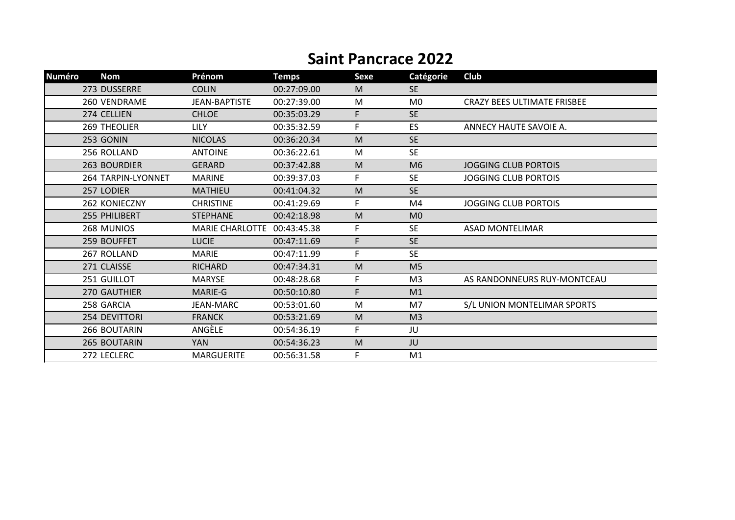# Saint Pancrace 2022

| Numéro | Nom | Prénom | Temps | Sexe | Catégorie | Club |
|---|---|---|---|---|---|---|
| 273 | DUSSERRE | COLIN | 00:27:09.00 | M | SE | |
| 260 | VENDRAME | JEAN-BAPTISTE | 00:27:39.00 | M | M0 | CRAZY BEES ULTIMATE FRISBEE |
| 274 | CELLIEN | CHLOE | 00:35:03.29 | F | SE | |
| 269 | THEOLIER | LILY | 00:35:32.59 | F | ES | ANNECY HAUTE SAVOIE A. |
| 253 | GONIN | NICOLAS | 00:36:20.34 | M | SE | |
| 256 | ROLLAND | ANTOINE | 00:36:22.61 | M | SE | |
| 263 | BOURDIER | GERARD | 00:37:42.88 | M | M6 | JOGGING CLUB PORTOIS |
| 264 | TARPIN-LYONNET | MARINE | 00:39:37.03 | F | SE | JOGGING CLUB PORTOIS |
| 257 | LODIER | MATHIEU | 00:41:04.32 | M | SE | |
| 262 | KONIECZNY | CHRISTINE | 00:41:29.69 | F | M4 | JOGGING CLUB PORTOIS |
| 255 | PHILIBERT | STEPHANE | 00:42:18.98 | M | M0 | |
| 268 | MUNIOS | MARIE CHARLOTTE | 00:43:45.38 | F | SE | ASAD MONTELIMAR |
| 259 | BOUFFET | LUCIE | 00:47:11.69 | F | SE | |
| 267 | ROLLAND | MARIE | 00:47:11.99 | F | SE | |
| 271 | CLAISSE | RICHARD | 00:47:34.31 | M | M5 | |
| 251 | GUILLOT | MARYSE | 00:48:28.68 | F | M3 | AS RANDONNEURS RUY-MONTCEAU |
| 270 | GAUTHIER | MARIE-G | 00:50:10.80 | F | M1 | |
| 258 | GARCIA | JEAN-MARC | 00:53:01.60 | M | M7 | S/L UNION MONTELIMAR SPORTS |
| 254 | DEVITTORI | FRANCK | 00:53:21.69 | M | M3 | |
| 266 | BOUTARIN | ANGÈLE | 00:54:36.19 | F | JU | |
| 265 | BOUTARIN | YAN | 00:54:36.23 | M | JU | |
| 272 | LECLERC | MARGUERITE | 00:56:31.58 | F | M1 | |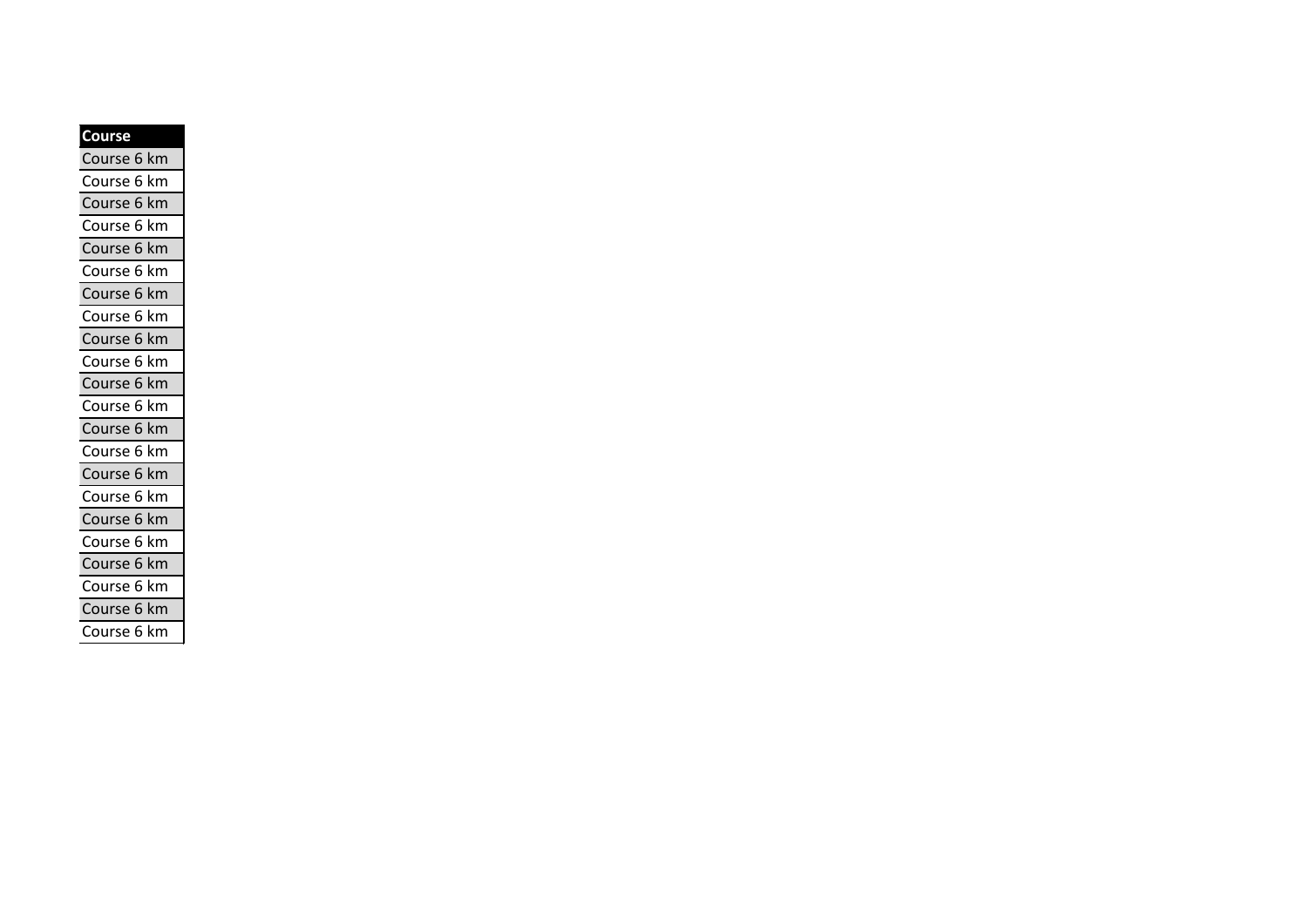| Course |
|---|
| Course 6 km |
| Course 6 km |
| Course 6 km |
| Course 6 km |
| Course 6 km |
| Course 6 km |
| Course 6 km |
| Course 6 km |
| Course 6 km |
| Course 6 km |
| Course 6 km |
| Course 6 km |
| Course 6 km |
| Course 6 km |
| Course 6 km |
| Course 6 km |
| Course 6 km |
| Course 6 km |
| Course 6 km |
| Course 6 km |
| Course 6 km |
| Course 6 km |